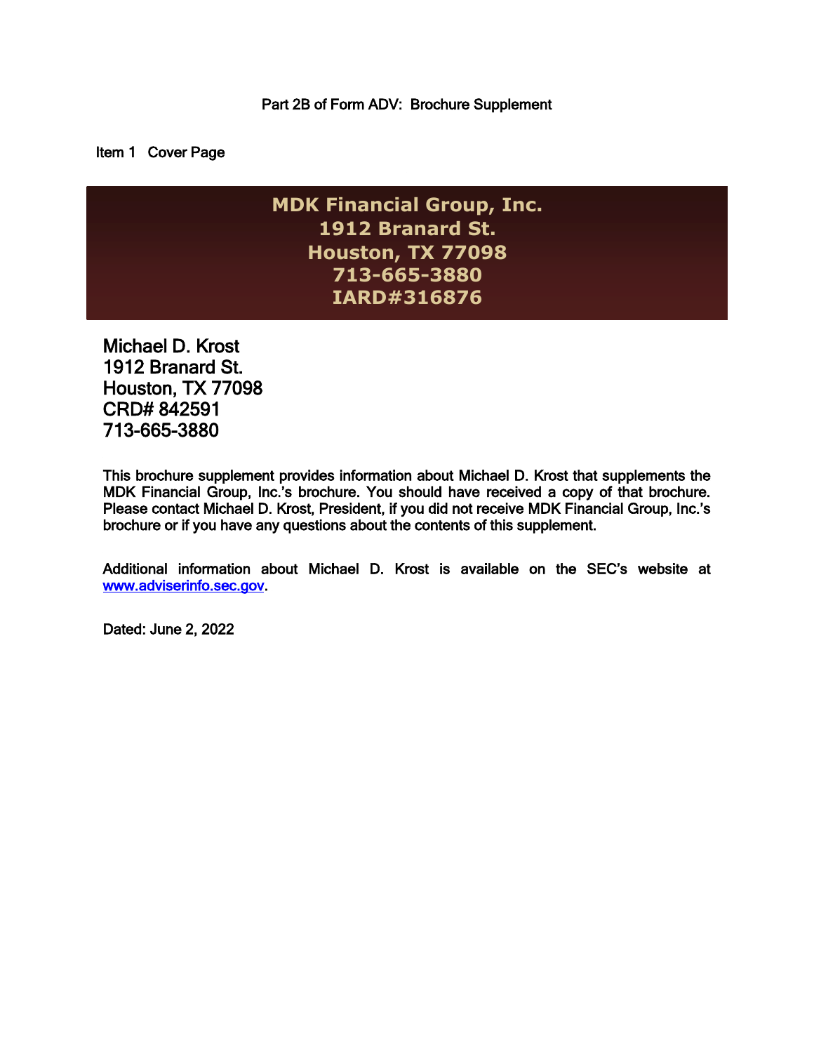# Part 2B of Form ADV: Brochure Supplement

## Item 1 Cover Page

**MDK Financial Group, Inc.**
**1912 Branard St.**
**Houston, TX 77098**
**713-665-3880**
**IARD#316876**

Michael D. Krost
1912 Branard St.
Houston, TX 77098
CRD# 842591
713-665-3880

This brochure supplement provides information about Michael D. Krost that supplements the MDK Financial Group, Inc.'s brochure. You should have received a copy of that brochure. Please contact Michael D. Krost, President, if you did not receive MDK Financial Group, Inc.'s brochure or if you have any questions about the contents of this supplement.

Additional information about Michael D. Krost is available on the SEC's website at www.adviserinfo.sec.gov.

Dated: June 2, 2022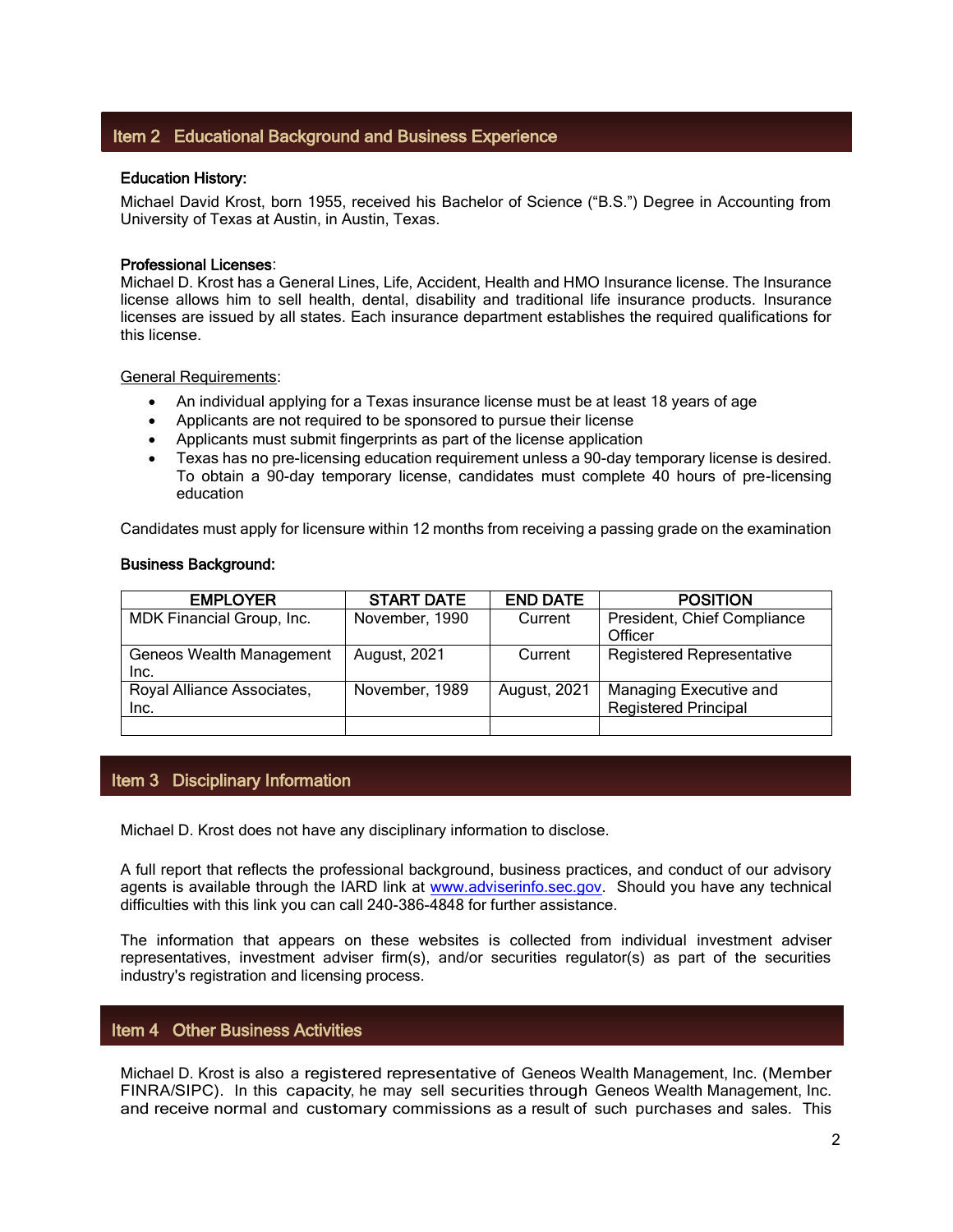## Item 2 Educational Background and Business Experience

**Education History:**

Michael David Krost, born 1955, received his Bachelor of Science ("B.S.") Degree in Accounting from University of Texas at Austin, in Austin, Texas.

**Professional Licenses**:
Michael D. Krost has a General Lines, Life, Accident, Health and HMO Insurance license. The Insurance license allows him to sell health, dental, disability and traditional life insurance products. Insurance licenses are issued by all states. Each insurance department establishes the required qualifications for this license.

General Requirements:

- An individual applying for a Texas insurance license must be at least 18 years of age
- Applicants are not required to be sponsored to pursue their license
- Applicants must submit fingerprints as part of the license application
- Texas has no pre-licensing education requirement unless a 90-day temporary license is desired. To obtain a 90-day temporary license, candidates must complete 40 hours of pre-licensing education

Candidates must apply for licensure within 12 months from receiving a passing grade on the examination

**Business Background:**

| EMPLOYER | START DATE | END DATE | POSITION |
|---|---|---|---|
| MDK Financial Group, Inc. | November, 1990 | Current | President, Chief Compliance Officer |
| Geneos Wealth Management Inc. | August, 2021 | Current | Registered Representative |
| Royal Alliance Associates, Inc. | November, 1989 | August, 2021 | Managing Executive and Registered Principal |
| | | | |

## Item 3 Disciplinary Information

Michael D. Krost does not have any disciplinary information to disclose.

A full report that reflects the professional background, business practices, and conduct of our advisory agents is available through the IARD link at www.adviserinfo.sec.gov. Should you have any technical difficulties with this link you can call 240-386-4848 for further assistance.

The information that appears on these websites is collected from individual investment adviser representatives, investment adviser firm(s), and/or securities regulator(s) as part of the securities industry's registration and licensing process.

## Item 4 Other Business Activities

Michael D. Krost is also a registered representative of Geneos Wealth Management, Inc. (Member FINRA/SIPC). In this capacity, he may sell securities through Geneos Wealth Management, Inc. and receive normal and customary commissions as a result of such purchases and sales. This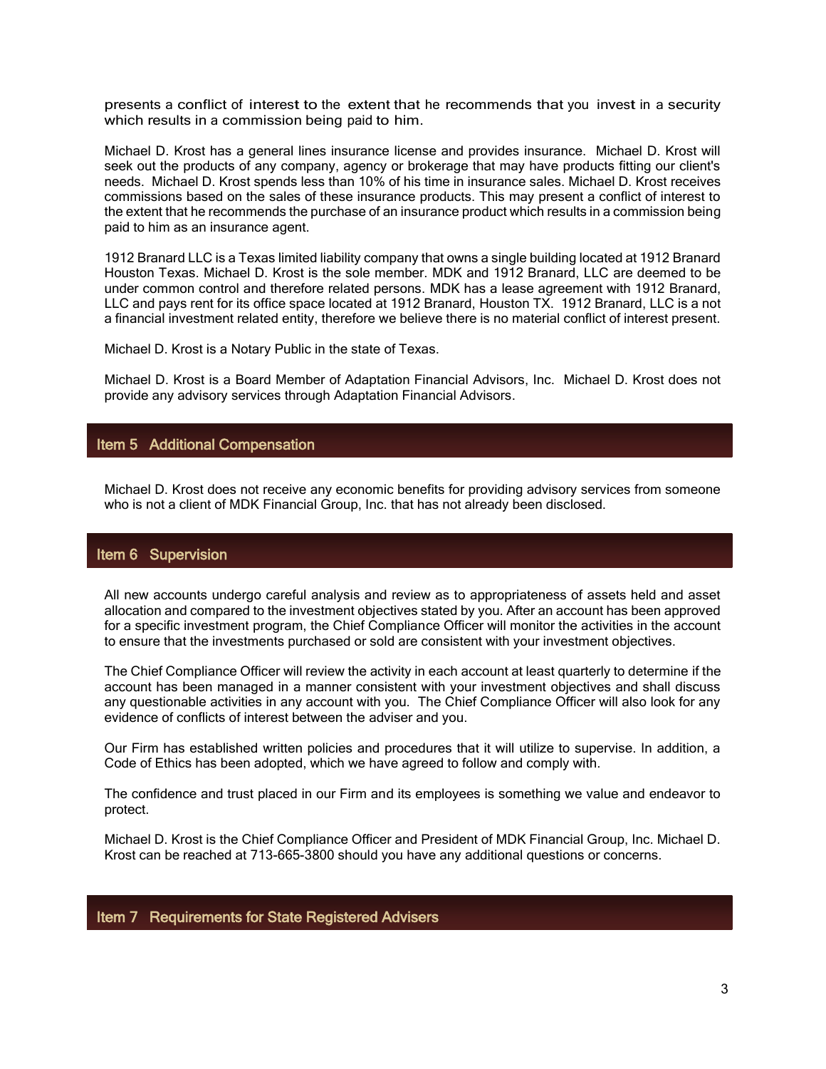presents a conflict of interest to the extent that he recommends that you invest in a security which results in a commission being paid to him.

Michael D. Krost has a general lines insurance license and provides insurance. Michael D. Krost will seek out the products of any company, agency or brokerage that may have products fitting our client's needs. Michael D. Krost spends less than 10% of his time in insurance sales. Michael D. Krost receives commissions based on the sales of these insurance products. This may present a conflict of interest to the extent that he recommends the purchase of an insurance product which results in a commission being paid to him as an insurance agent.

1912 Branard LLC is a Texas limited liability company that owns a single building located at 1912 Branard Houston Texas. Michael D. Krost is the sole member. MDK and 1912 Branard, LLC are deemed to be under common control and therefore related persons. MDK has a lease agreement with 1912 Branard, LLC and pays rent for its office space located at 1912 Branard, Houston TX. 1912 Branard, LLC is a not a financial investment related entity, therefore we believe there is no material conflict of interest present.

Michael D. Krost is a Notary Public in the state of Texas.

Michael D. Krost is a Board Member of Adaptation Financial Advisors, Inc. Michael D. Krost does not provide any advisory services through Adaptation Financial Advisors.

## Item 5 Additional Compensation

Michael D. Krost does not receive any economic benefits for providing advisory services from someone who is not a client of MDK Financial Group, Inc. that has not already been disclosed.

## Item 6 Supervision

All new accounts undergo careful analysis and review as to appropriateness of assets held and asset allocation and compared to the investment objectives stated by you. After an account has been approved for a specific investment program, the Chief Compliance Officer will monitor the activities in the account to ensure that the investments purchased or sold are consistent with your investment objectives.

The Chief Compliance Officer will review the activity in each account at least quarterly to determine if the account has been managed in a manner consistent with your investment objectives and shall discuss any questionable activities in any account with you. The Chief Compliance Officer will also look for any evidence of conflicts of interest between the adviser and you.

Our Firm has established written policies and procedures that it will utilize to supervise. In addition, a Code of Ethics has been adopted, which we have agreed to follow and comply with.

The confidence and trust placed in our Firm and its employees is something we value and endeavor to protect.

Michael D. Krost is the Chief Compliance Officer and President of MDK Financial Group, Inc. Michael D. Krost can be reached at 713-665-3800 should you have any additional questions or concerns.

## Item 7 Requirements for State Registered Advisers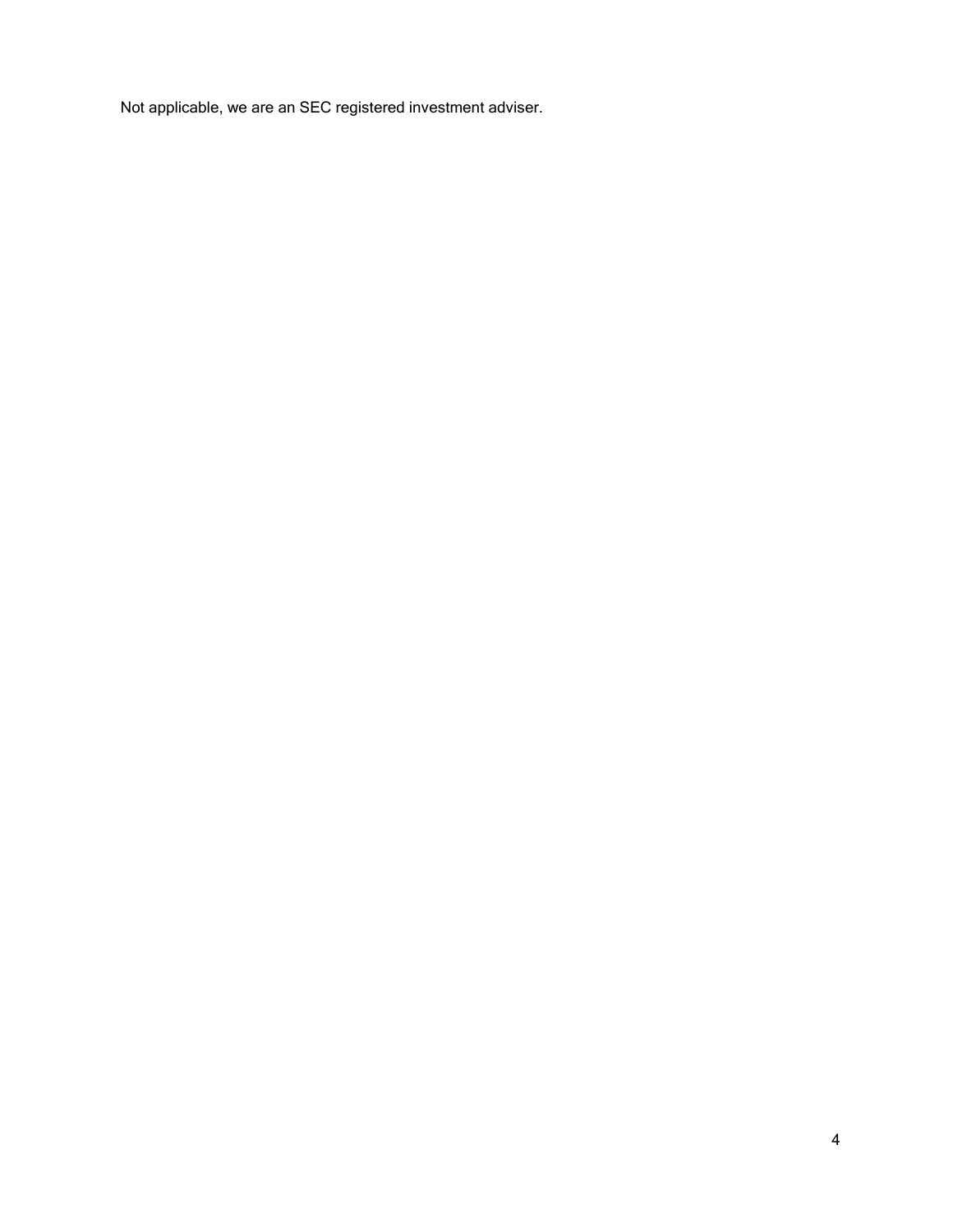Not applicable, we are an SEC registered investment adviser.